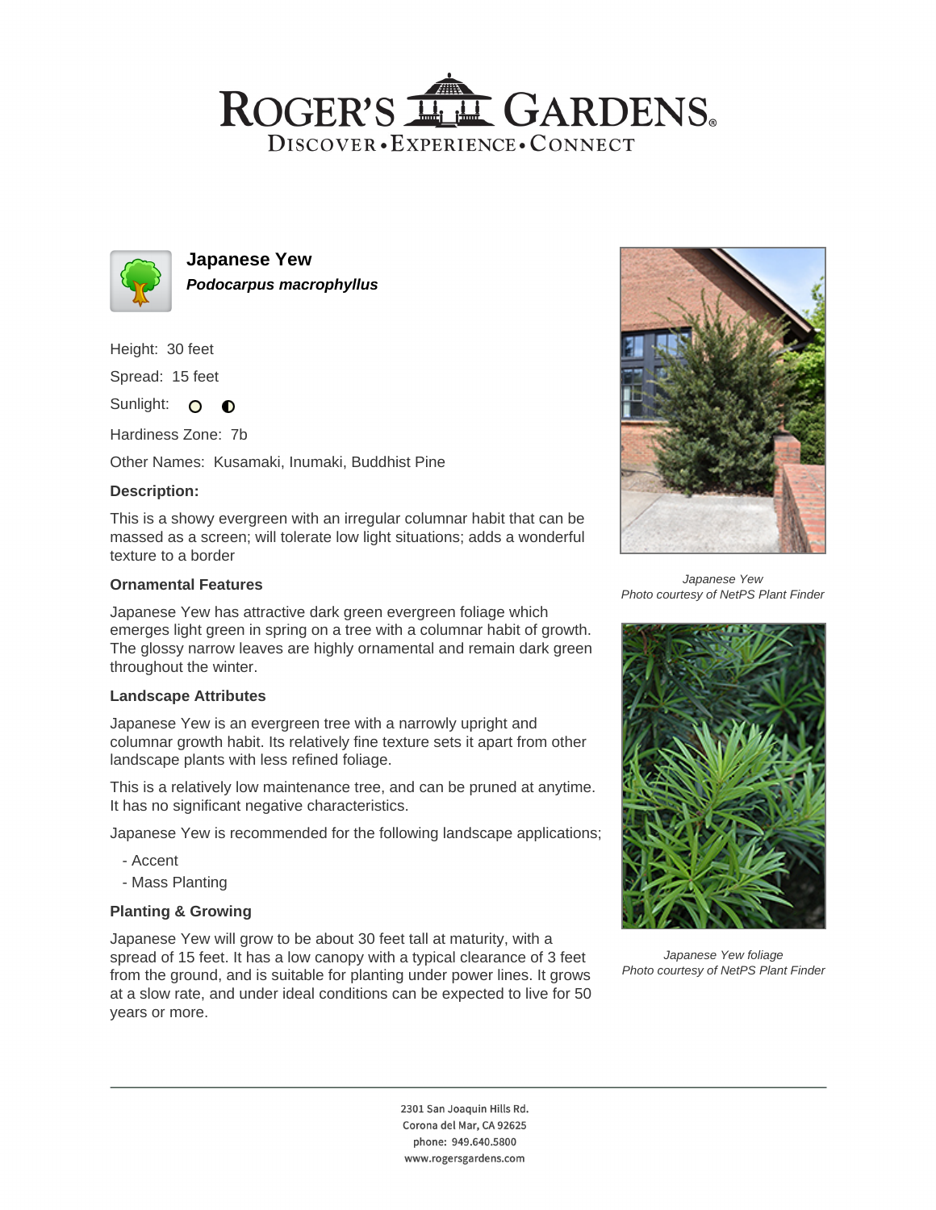# ROGER'S GARDENS

DISCOVER • EXPERIENCE • CONNECT

## Japanese Yew

***Podocarpus macrophyllus***

Height: 30 feet

Spread: 15 feet

Sunlight:

Hardiness Zone: 7b

Other Names: Kusamaki, Inumaki, Buddhist Pine

### Description:

This is a showy evergreen with an irregular columnar habit that can be massed as a screen; will tolerate low light situations; adds a wonderful texture to a border

### Ornamental Features

Japanese Yew has attractive dark green evergreen foliage which emerges light green in spring on a tree with a columnar habit of growth. The glossy narrow leaves are highly ornamental and remain dark green throughout the winter.

### Landscape Attributes

Japanese Yew is an evergreen tree with a narrowly upright and columnar growth habit. Its relatively fine texture sets it apart from other landscape plants with less refined foliage.

This is a relatively low maintenance tree, and can be pruned at anytime. It has no significant negative characteristics.

Japanese Yew is recommended for the following landscape applications;

- Accent
- Mass Planting

### Planting & Growing

Japanese Yew will grow to be about 30 feet tall at maturity, with a spread of 15 feet. It has a low canopy with a typical clearance of 3 feet from the ground, and is suitable for planting under power lines. It grows at a slow rate, and under ideal conditions can be expected to live for 50 years or more.

*Japanese Yew*
*Photo courtesy of NetPS Plant Finder*

*Japanese Yew foliage*
*Photo courtesy of NetPS Plant Finder*

2301 San Joaquin Hills Rd.
Corona del Mar, CA 92625
phone: 949.640.5800
www.rogersgardens.com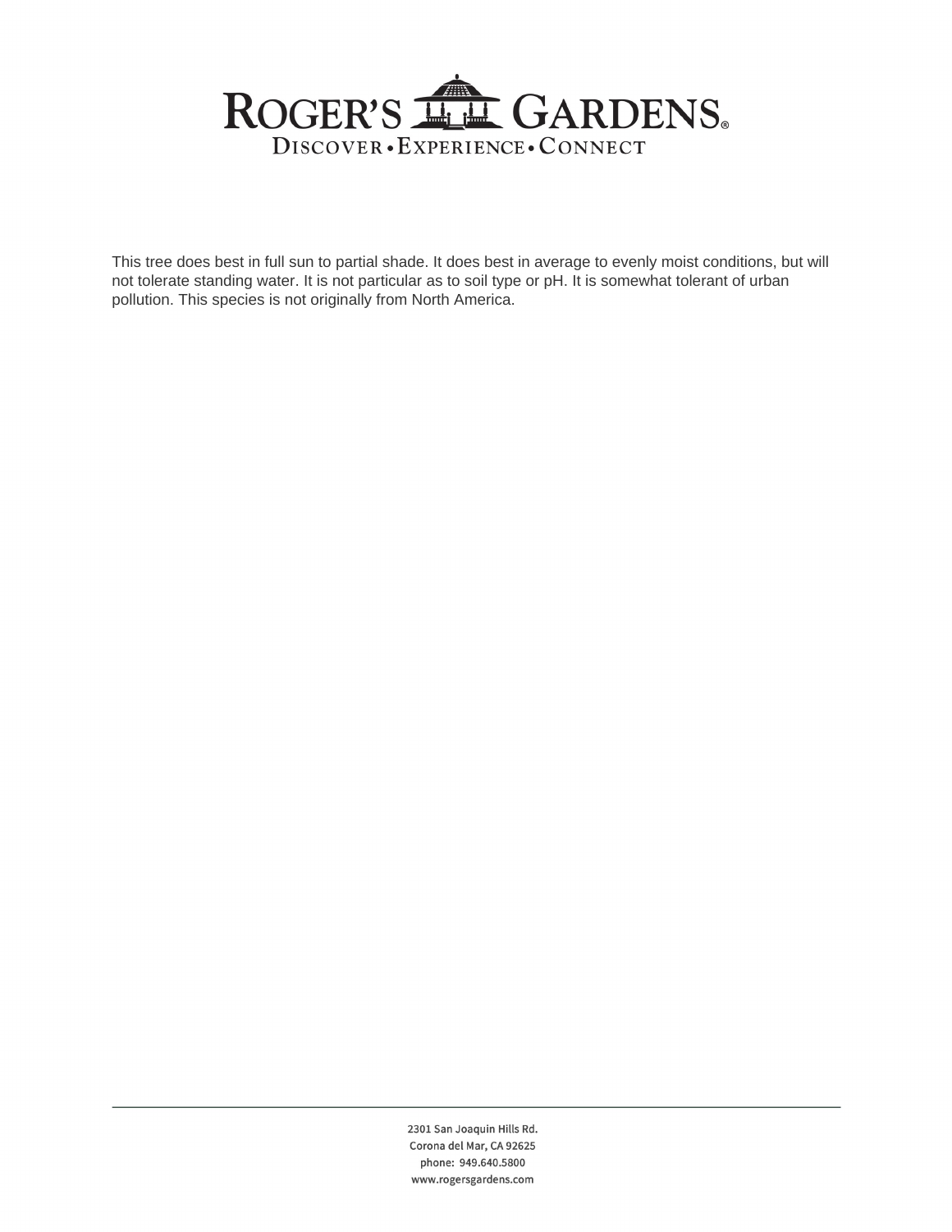This tree does best in full sun to partial shade. It does best in average to evenly moist conditions, but will not tolerate standing water. It is not particular as to soil type or pH. It is somewhat tolerant of urban pollution. This species is not originally from North America.